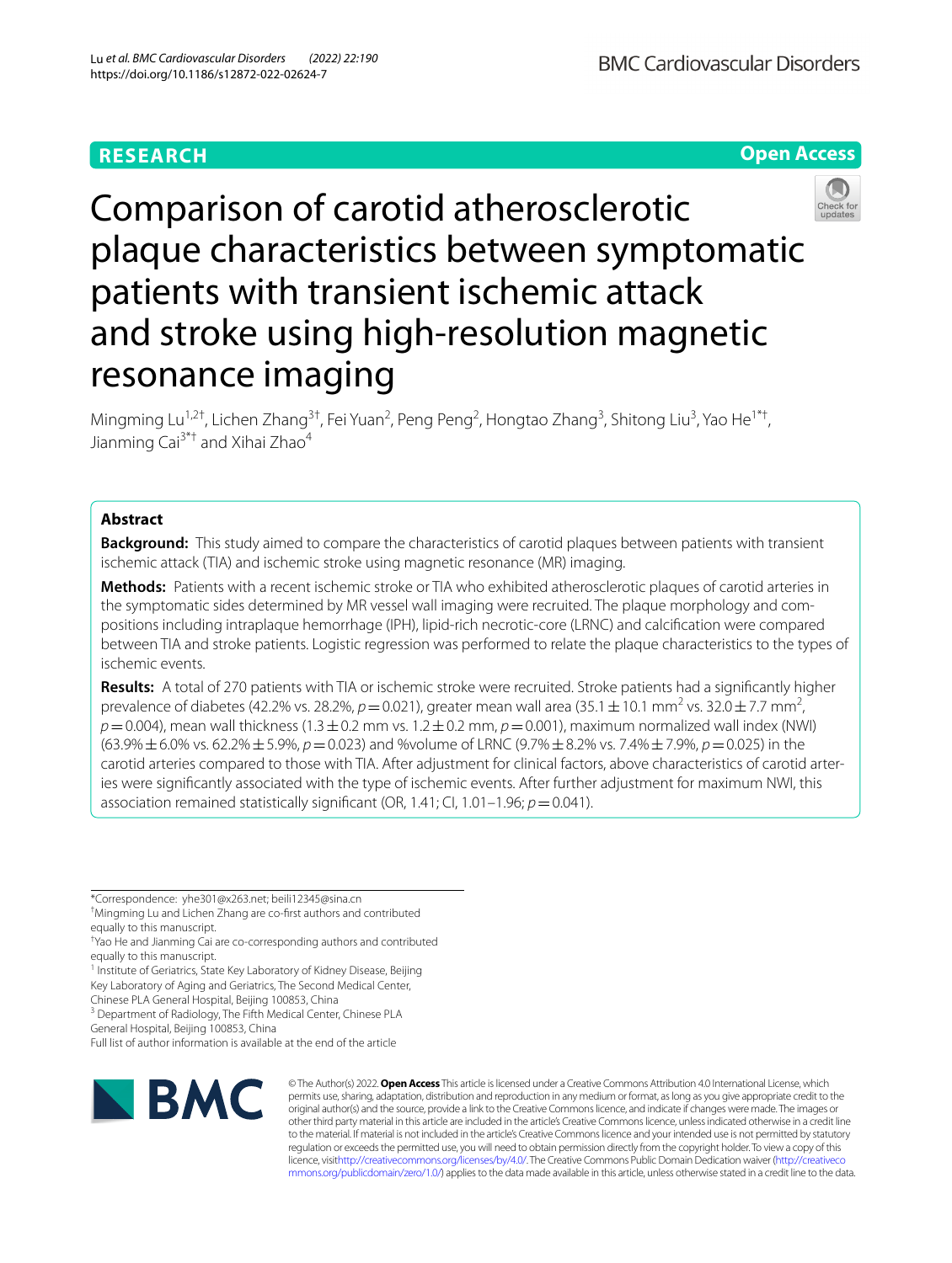RESEARCH

Open Access

# Comparison of carotid atherosclerotic plaque characteristics between symptomatic patients with transient ischemic attack and stroke using high-resolution magnetic resonance imaging

Mingming Lu[1,2†], Lichen Zhang[3†], Fei Yuan[2], Peng Peng[2], Hongtao Zhang[3], Shitong Liu[3], Yao He[1*†], Jianming Cai[3*†] and Xihai Zhao[4]

## Abstract

**Background:** This study aimed to compare the characteristics of carotid plaques between patients with transient ischemic attack (TIA) and ischemic stroke using magnetic resonance (MR) imaging.

**Methods:** Patients with a recent ischemic stroke or TIA who exhibited atherosclerotic plaques of carotid arteries in the symptomatic sides determined by MR vessel wall imaging were recruited. The plaque morphology and compositions including intraplaque hemorrhage (IPH), lipid-rich necrotic-core (LRNC) and calcification were compared between TIA and stroke patients. Logistic regression was performed to relate the plaque characteristics to the types of ischemic events.

**Results:** A total of 270 patients with TIA or ischemic stroke were recruited. Stroke patients had a significantly higher prevalence of diabetes (42.2% vs. 28.2%, $p = 0.021$), greater mean wall area ($35.1 \pm 10.1$ mm$^2$ vs. $32.0 \pm 7.7$ mm$^2$, $p = 0.004$), mean wall thickness ($1.3 \pm 0.2$ mm vs. $1.2 \pm 0.2$ mm, $p = 0.001$), maximum normalized wall index (NWI) ($63.9\% \pm 6.0\%$ vs. $62.2\% \pm 5.9\%$, $p = 0.023$) and %volume of LRNC ($9.7\% \pm 8.2\%$ vs. $7.4\% \pm 7.9\%$, $p = 0.025$) in the carotid arteries compared to those with TIA. After adjustment for clinical factors, above characteristics of carotid arteries were significantly associated with the type of ischemic events. After further adjustment for maximum NWI, this association remained statistically significant (OR, 1.41; CI, 1.01–1.96; $p = 0.041$).

*Correspondence: yhe301@x263.net; beili12345@sina.cn

† Mingming Lu and Lichen Zhang are co-first authors and contributed equally to this manuscript.

† Yao He and Jianming Cai are co-corresponding authors and contributed equally to this manuscript.

[1] Institute of Geriatrics, State Key Laboratory of Kidney Disease, Beijing Key Laboratory of Aging and Geriatrics, The Second Medical Center, Chinese PLA General Hospital, Beijing 100853, China

[3] Department of Radiology, The Fifth Medical Center, Chinese PLA General Hospital, Beijing 100853, China

Full list of author information is available at the end of the article

© The Author(s) 2022. **Open Access** This article is licensed under a Creative Commons Attribution 4.0 International License, which permits use, sharing, adaptation, distribution and reproduction in any medium or format, as long as you give appropriate credit to the original author(s) and the source, provide a link to the Creative Commons licence, and indicate if changes were made. The images or other third party material in this article are included in the article's Creative Commons licence, unless indicated otherwise in a credit line to the material. If material is not included in the article's Creative Commons licence and your intended use is not permitted by statutory regulation or exceeds the permitted use, you will need to obtain permission directly from the copyright holder. To view a copy of this licence, visit http://creativecommons.org/licenses/by/4.0/. The Creative Commons Public Domain Dedication waiver (http://creativecommons.org/publicdomain/zero/1.0/) applies to the data made available in this article, unless otherwise stated in a credit line to the data.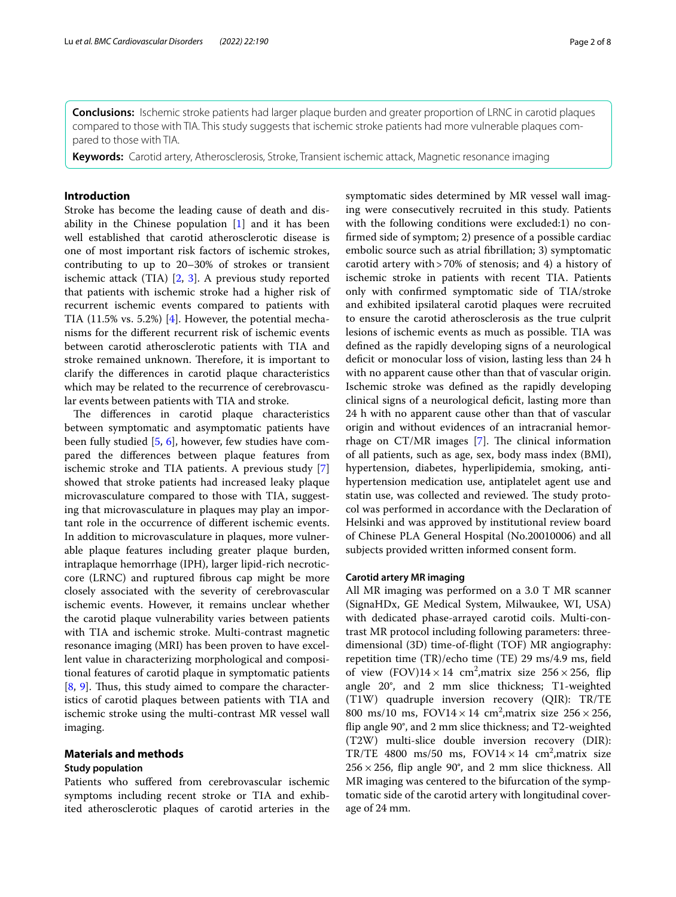**Conclusions:** Ischemic stroke patients had larger plaque burden and greater proportion of LRNC in carotid plaques compared to those with TIA. This study suggests that ischemic stroke patients had more vulnerable plaques compared to those with TIA.

**Keywords:** Carotid artery, Atherosclerosis, Stroke, Transient ischemic attack, Magnetic resonance imaging

## Introduction

Stroke has become the leading cause of death and disability in the Chinese population [1] and it has been well established that carotid atherosclerotic disease is one of most important risk factors of ischemic strokes, contributing to up to 20–30% of strokes or transient ischemic attack (TIA) [2, 3]. A previous study reported that patients with ischemic stroke had a higher risk of recurrent ischemic events compared to patients with TIA (11.5% vs. 5.2%) [4]. However, the potential mechanisms for the different recurrent risk of ischemic events between carotid atherosclerotic patients with TIA and stroke remained unknown. Therefore, it is important to clarify the differences in carotid plaque characteristics which may be related to the recurrence of cerebrovascular events between patients with TIA and stroke.

The differences in carotid plaque characteristics between symptomatic and asymptomatic patients have been fully studied [5, 6], however, few studies have compared the differences between plaque features from ischemic stroke and TIA patients. A previous study [7] showed that stroke patients had increased leaky plaque microvasculature compared to those with TIA, suggesting that microvasculature in plaques may play an important role in the occurrence of different ischemic events. In addition to microvasculature in plaques, more vulnerable plaque features including greater plaque burden, intraplaque hemorrhage (IPH), larger lipid-rich necrotic-core (LRNC) and ruptured fibrous cap might be more closely associated with the severity of cerebrovascular ischemic events. However, it remains unclear whether the carotid plaque vulnerability varies between patients with TIA and ischemic stroke. Multi-contrast magnetic resonance imaging (MRI) has been proven to have excellent value in characterizing morphological and compositional features of carotid plaque in symptomatic patients [8, 9]. Thus, this study aimed to compare the characteristics of carotid plaques between patients with TIA and ischemic stroke using the multi-contrast MR vessel wall imaging.

## Materials and methods

### Study population

Patients who suffered from cerebrovascular ischemic symptoms including recent stroke or TIA and exhibited atherosclerotic plaques of carotid arteries in the symptomatic sides determined by MR vessel wall imaging were consecutively recruited in this study. Patients with the following conditions were excluded:1) no confirmed side of symptom; 2) presence of a possible cardiac embolic source such as atrial fibrillation; 3) symptomatic carotid artery with > 70% of stenosis; and 4) a history of ischemic stroke in patients with recent TIA. Patients only with confirmed symptomatic side of TIA/stroke and exhibited ipsilateral carotid plaques were recruited to ensure the carotid atherosclerosis as the true culprit lesions of ischemic events as much as possible. TIA was defined as the rapidly developing signs of a neurological deficit or monocular loss of vision, lasting less than 24 h with no apparent cause other than that of vascular origin. Ischemic stroke was defined as the rapidly developing clinical signs of a neurological deficit, lasting more than 24 h with no apparent cause other than that of vascular origin and without evidences of an intracranial hemorrhage on CT/MR images [7]. The clinical information of all patients, such as age, sex, body mass index (BMI), hypertension, diabetes, hyperlipidemia, smoking, anti-hypertension medication use, antiplatelet agent use and statin use, was collected and reviewed. The study protocol was performed in accordance with the Declaration of Helsinki and was approved by institutional review board of Chinese PLA General Hospital (No.20010006) and all subjects provided written informed consent form.

### Carotid artery MR imaging

All MR imaging was performed on a 3.0 T MR scanner (SignaHDx, GE Medical System, Milwaukee, WI, USA) with dedicated phase-arrayed carotid coils. Multi-contrast MR protocol including following parameters: three-dimensional (3D) time-of-flight (TOF) MR angiography: repetition time (TR)/echo time (TE) 29 ms/4.9 ms, field of view (FOV)$14 \times 14$ cm$^2$,matrix size $256 \times 256$, flip angle 20°, and 2 mm slice thickness; T1-weighted (T1W) quadruple inversion recovery (QIR): TR/TE 800 ms/10 ms, FOV$14 \times 14$ cm$^2$,matrix size $256 \times 256$, flip angle 90°, and 2 mm slice thickness; and T2-weighted (T2W) multi-slice double inversion recovery (DIR): TR/TE 4800 ms/50 ms, FOV$14 \times 14$ cm$^2$,matrix size $256 \times 256$, flip angle 90°, and 2 mm slice thickness. All MR imaging was centered to the bifurcation of the symptomatic side of the carotid artery with longitudinal coverage of 24 mm.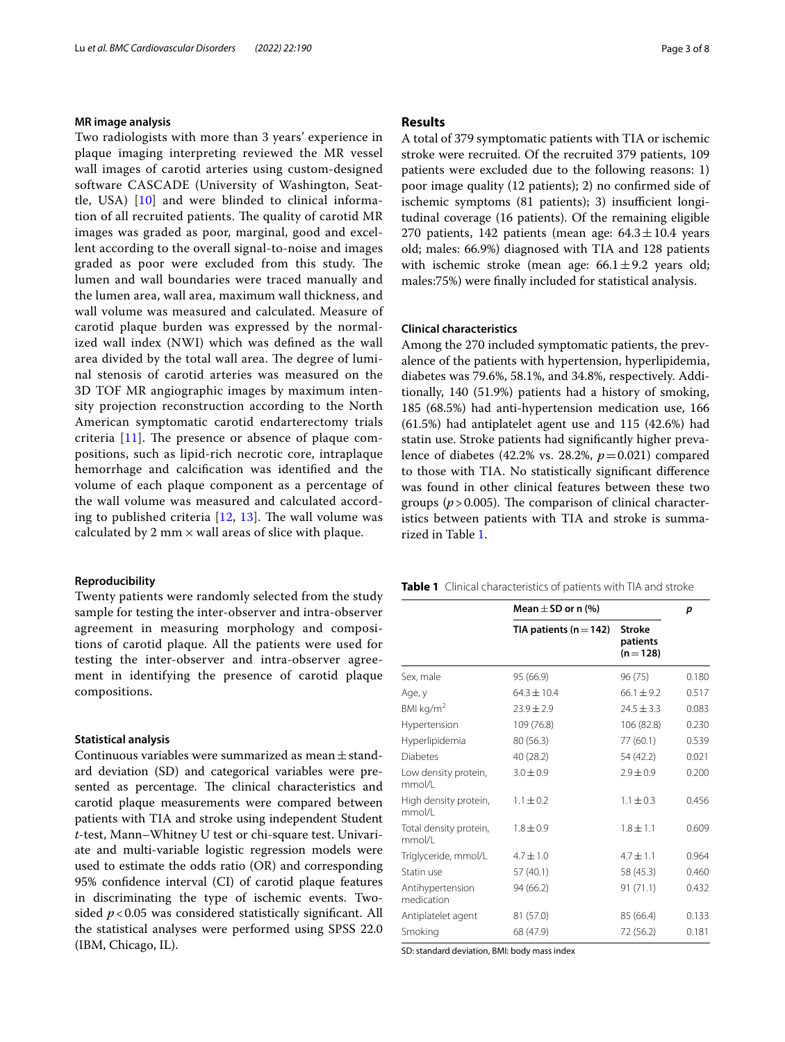### MR image analysis

Two radiologists with more than 3 years' experience in plaque imaging interpreting reviewed the MR vessel wall images of carotid arteries using custom-designed software CASCADE (University of Washington, Seattle, USA) [10] and were blinded to clinical information of all recruited patients. The quality of carotid MR images was graded as poor, marginal, good and excellent according to the overall signal-to-noise and images graded as poor were excluded from this study. The lumen and wall boundaries were traced manually and the lumen area, wall area, maximum wall thickness, and wall volume was measured and calculated. Measure of carotid plaque burden was expressed by the normalized wall index (NWI) which was defined as the wall area divided by the total wall area. The degree of luminal stenosis of carotid arteries was measured on the 3D TOF MR angiographic images by maximum intensity projection reconstruction according to the North American symptomatic carotid endarterectomy trials criteria [11]. The presence or absence of plaque compositions, such as lipid-rich necrotic core, intraplaque hemorrhage and calcification was identified and the volume of each plaque component as a percentage of the wall volume was measured and calculated according to published criteria [12, 13]. The wall volume was calculated by 2 mm × wall areas of slice with plaque.

### Reproducibility

Twenty patients were randomly selected from the study sample for testing the inter-observer and intra-observer agreement in measuring morphology and compositions of carotid plaque. All the patients were used for testing the inter-observer and intra-observer agreement in identifying the presence of carotid plaque compositions.

### Statistical analysis

Continuous variables were summarized as mean ± standard deviation (SD) and categorical variables were presented as percentage. The clinical characteristics and carotid plaque measurements were compared between patients with TIA and stroke using independent Student *t*-test, Mann–Whitney U test or chi-square test. Univariate and multi-variable logistic regression models were used to estimate the odds ratio (OR) and corresponding 95% confidence interval (CI) of carotid plaque features in discriminating the type of ischemic events. Two-sided $p < 0.05$ was considered statistically significant. All the statistical analyses were performed using SPSS 22.0 (IBM, Chicago, IL).

## Results

A total of 379 symptomatic patients with TIA or ischemic stroke were recruited. Of the recruited 379 patients, 109 patients were excluded due to the following reasons: 1) poor image quality (12 patients); 2) no confirmed side of ischemic symptoms (81 patients); 3) insufficient longitudinal coverage (16 patients). Of the remaining eligible 270 patients, 142 patients (mean age: 64.3 ± 10.4 years old; males: 66.9%) diagnosed with TIA and 128 patients with ischemic stroke (mean age: 66.1 ± 9.2 years old; males:75%) were finally included for statistical analysis.

### Clinical characteristics

Among the 270 included symptomatic patients, the prevalence of the patients with hypertension, hyperlipidemia, diabetes was 79.6%, 58.1%, and 34.8%, respectively. Additionally, 140 (51.9%) patients had a history of smoking, 185 (68.5%) had anti-hypertension medication use, 166 (61.5%) had antiplatelet agent use and 115 (42.6%) had statin use. Stroke patients had significantly higher prevalence of diabetes (42.2% vs. 28.2%, $p = 0.021$) compared to those with TIA. No statistically significant difference was found in other clinical features between these two groups ($p > 0.005$). The comparison of clinical characteristics between patients with TIA and stroke is summarized in Table 1.

**Table 1** Clinical characteristics of patients with TIA and stroke

| | Mean ± SD or n (%) | | *p* |
|---|---|---|---|
| | TIA patients (n = 142) | Stroke patients (n = 128) | |
| Sex, male | 95 (66.9) | 96 (75) | 0.180 |
| Age, y | 64.3 ± 10.4 | 66.1 ± 9.2 | 0.517 |
| BMI kg/m$^2$ | 23.9 ± 2.9 | 24.5 ± 3.3 | 0.083 |
| Hypertension | 109 (76.8) | 106 (82.8) | 0.230 |
| Hyperlipidemia | 80 (56.3) | 77 (60.1) | 0.539 |
| Diabetes | 40 (28.2) | 54 (42.2) | 0.021 |
| Low density protein, mmol/L | 3.0 ± 0.9 | 2.9 ± 0.9 | 0.200 |
| High density protein, mmol/L | 1.1 ± 0.2 | 1.1 ± 0.3 | 0.456 |
| Total density protein, mmol/L | 1.8 ± 0.9 | 1.8 ± 1.1 | 0.609 |
| Triglyceride, mmol/L | 4.7 ± 1.0 | 4.7 ± 1.1 | 0.964 |
| Statin use | 57 (40.1) | 58 (45.3) | 0.460 |
| Antihypertension medication | 94 (66.2) | 91 (71.1) | 0.432 |
| Antiplatelet agent | 81 (57.0) | 85 (66.4) | 0.133 |
| Smoking | 68 (47.9) | 72 (56.2) | 0.181 |

SD: standard deviation, BMI: body mass index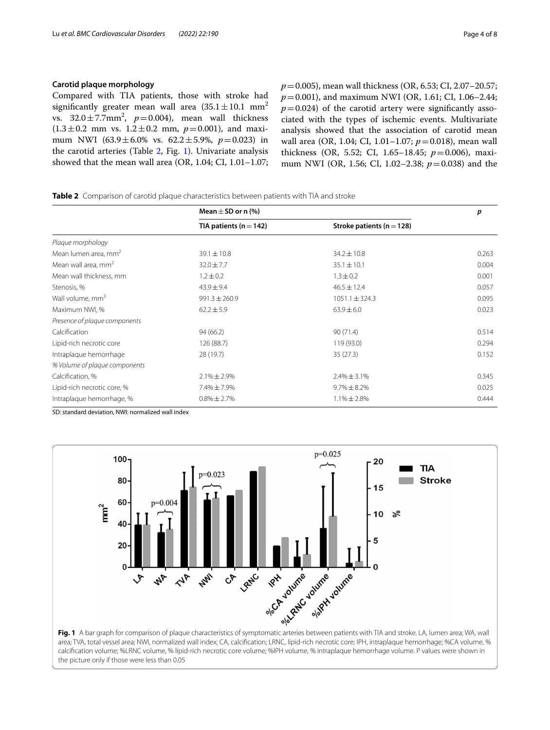### Carotid plaque morphology

Compared with TIA patients, those with stroke had significantly greater mean wall area ($35.1 \pm 10.1$ mm$^2$ vs. $32.0 \pm 7.7$mm$^2$, $p = 0.004$), mean wall thickness ($1.3 \pm 0.2$ mm vs. $1.2 \pm 0.2$ mm, $p = 0.001$), and maximum NWI ($63.9 \pm 6.0\%$ vs. $62.2 \pm 5.9\%$, $p = 0.023$) in the carotid arteries (Table 2, Fig. 1). Univariate analysis showed that the mean wall area (OR, 1.04; CI, 1.01–1.07; $p = 0.005$), mean wall thickness (OR, 6.53; CI, 2.07–20.57; $p = 0.001$), and maximum NWI (OR, 1.61; CI, 1.06–2.44; $p = 0.024$) of the carotid artery were significantly associated with the types of ischemic events. Multivariate analysis showed that the association of carotid mean wall area (OR, 1.04; CI, 1.01–1.07; $p = 0.018$), mean wall thickness (OR, 5.52; CI, 1.65–18.45; $p = 0.006$), maximum NWI (OR, 1.56; CI, 1.02–2.38; $p = 0.038$) and the

**Table 2** Comparison of carotid plaque characteristics between patients with TIA and stroke

| | Mean ± SD or n (%) | | *p* |
|---|---|---|---|
| | TIA patients (n = 142) | Stroke patients (n = 128) | |
| *Plaque morphology* | | | |
| Mean lumen area, mm$^2$ | 39.1 ± 10.8 | 34.2 ± 10.8 | 0.263 |
| Mean wall area, mm$^2$ | 32.0 ± 7.7 | 35.1 ± 10.1 | 0.004 |
| Mean wall thickness, mm | 1.2 ± 0.2 | 1.3 ± 0.2 | 0.001 |
| Stenosis, % | 43.9 ± 9.4 | 46.5 ± 12.4 | 0.057 |
| Wall volume, mm$^3$ | 991.3 ± 260.9 | 1051.1 ± 324.3 | 0.095 |
| Maximum NWI, % | 62.2 ± 5.9 | 63.9 ± 6.0 | 0.023 |
| *Presence of plaque components* | | | |
| Calcification | 94 (66.2) | 90 (71.4) | 0.514 |
| Lipid-rich necrotic core | 126 (88.7) | 119 (93.0) | 0.294 |
| Intraplaque hemorrhage | 28 (19.7) | 35 (27.3) | 0.152 |
| *% Volume of plaque components* | | | |
| Calcification, % | 2.1% ± 2.9% | 2.4% ± 3.1% | 0.345 |
| Lipid-rich necrotic core, % | 7.4% ± 7.9% | 9.7% ± 8.2% | 0.025 |
| Intraplaque hemorrhage, % | 0.8% ± 2.7% | 1.1% ± 2.8% | 0.444 |

SD: standard deviation, NWI: normalized wall index

**Fig. 1** A bar graph for comparison of plaque characteristics of symptomatic arteries between patients with TIA and stroke. LA, lumen area; WA, wall area; TVA, total vessel area; NWI, normalized wall index; CA, calcification; LRNC, lipid-rich necrotic core; IPH, intraplaque hemorrhage; %CA volume, % calcification volume; %LRNC volume, % lipid-rich necrotic core volume; %IPH volume, % intraplaque hemorrhage volume. P values were shown in the picture only if those were less than 0.05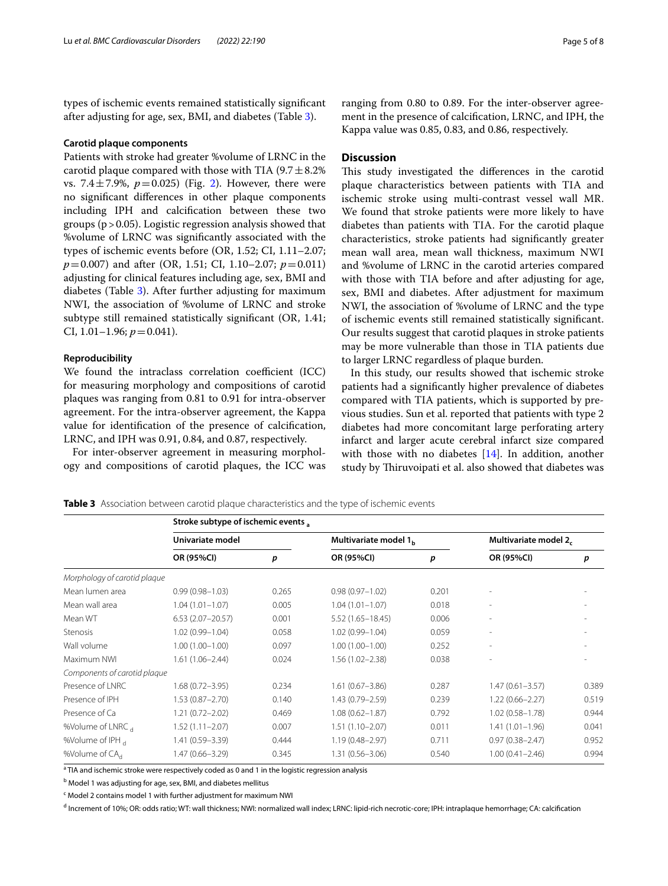types of ischemic events remained statistically significant after adjusting for age, sex, BMI, and diabetes (Table 3).

### Carotid plaque components

Patients with stroke had greater %volume of LRNC in the carotid plaque compared with those with TIA (9.7 ± 8.2% vs. 7.4 ± 7.9%, $p = 0.025$) (Fig. 2). However, there were no significant differences in other plaque components including IPH and calcification between these two groups ($p > 0.05$). Logistic regression analysis showed that %volume of LRNC was significantly associated with the types of ischemic events before (OR, 1.52; CI, 1.11–2.07; $p = 0.007$) and after (OR, 1.51; CI, 1.10–2.07; $p = 0.011$) adjusting for clinical features including age, sex, BMI and diabetes (Table 3). After further adjusting for maximum NWI, the association of %volume of LRNC and stroke subtype still remained statistically significant (OR, 1.41; CI, 1.01–1.96; $p = 0.041$).

### Reproducibility

We found the intraclass correlation coefficient (ICC) for measuring morphology and compositions of carotid plaques was ranging from 0.81 to 0.91 for intra-observer agreement. For the intra-observer agreement, the Kappa value for identification of the presence of calcification, LRNC, and IPH was 0.91, 0.84, and 0.87, respectively.

For inter-observer agreement in measuring morphology and compositions of carotid plaques, the ICC was ranging from 0.80 to 0.89. For the inter-observer agreement in the presence of calcification, LRNC, and IPH, the Kappa value was 0.85, 0.83, and 0.86, respectively.

## Discussion

This study investigated the differences in the carotid plaque characteristics between patients with TIA and ischemic stroke using multi-contrast vessel wall MR. We found that stroke patients were more likely to have diabetes than patients with TIA. For the carotid plaque characteristics, stroke patients had significantly greater mean wall area, mean wall thickness, maximum NWI and %volume of LRNC in the carotid arteries compared with those with TIA before and after adjusting for age, sex, BMI and diabetes. After adjustment for maximum NWI, the association of %volume of LRNC and the type of ischemic events still remained statistically significant. Our results suggest that carotid plaques in stroke patients may be more vulnerable than those in TIA patients due to larger LRNC regardless of plaque burden.

In this study, our results showed that ischemic stroke patients had a significantly higher prevalence of diabetes compared with TIA patients, which is supported by previous studies. Sun et al. reported that patients with type 2 diabetes had more concomitant large perforating artery infarct and larger acute cerebral infarct size compared with those with no diabetes [14]. In addition, another study by Thiruvoipati et al. also showed that diabetes was

**Table 3** Association between carotid plaque characteristics and the type of ischemic events

| | Stroke subtype of ischemic events [a] | | | | | |
|---|---|---|---|---|---|---|
| | Univariate model | | Multivariate model 1 [b] | | Multivariate model 2 [c] | |
| | OR (95%CI) | p | OR (95%CI) | p | OR (95%CI) | p |
| *Morphology of carotid plaque* | | | | | | |
| Mean lumen area | 0.99 (0.98–1.03) | 0.265 | 0.98 (0.97–1.02) | 0.201 | - | - |
| Mean wall area | 1.04 (1.01–1.07) | 0.005 | 1.04 (1.01–1.07) | 0.018 | - | - |
| Mean WT | 6.53 (2.07–20.57) | 0.001 | 5.52 (1.65–18.45) | 0.006 | - | - |
| Stenosis | 1.02 (0.99–1.04) | 0.058 | 1.02 (0.99–1.04) | 0.059 | - | - |
| Wall volume | 1.00 (1.00–1.00) | 0.097 | 1.00 (1.00–1.00) | 0.252 | - | - |
| Maximum NWI | 1.61 (1.06–2.44) | 0.024 | 1.56 (1.02–2.38) | 0.038 | - | - |
| *Components of carotid plaque* | | | | | | |
| Presence of LNRC | 1.68 (0.72–3.95) | 0.234 | 1.61 (0.67–3.86) | 0.287 | 1.47 (0.61–3.57) | 0.389 |
| Presence of IPH | 1.53 (0.87–2.70) | 0.140 | 1.43 (0.79–2.59) | 0.239 | 1.22 (0.66–2.27) | 0.519 |
| Presence of Ca | 1.21 (0.72–2.02) | 0.469 | 1.08 (0.62–1.87) | 0.792 | 1.02 (0.58–1.78) | 0.944 |
| %Volume of LNRC [d] | 1.52 (1.11–2.07) | 0.007 | 1.51 (1.10–2.07) | 0.011 | 1.41 (1.01–1.96) | 0.041 |
| %Volume of IPH [d] | 1.41 (0.59–3.39) | 0.444 | 1.19 (0.48–2.97) | 0.711 | 0.97 (0.38–2.47) | 0.952 |
| %Volume of CA [d] | 1.47 (0.66–3.29) | 0.345 | 1.31 (0.56–3.06) | 0.540 | 1.00 (0.41–2.46) | 0.994 |

[a] TIA and ischemic stroke were respectively coded as 0 and 1 in the logistic regression analysis

[b] Model 1 was adjusting for age, sex, BMI, and diabetes mellitus

[c] Model 2 contains model 1 with further adjustment for maximum NWI

[d] Increment of 10%; OR: odds ratio; WT: wall thickness; NWI: normalized wall index; LRNC: lipid-rich necrotic-core; IPH: intraplaque hemorrhage; CA: calcification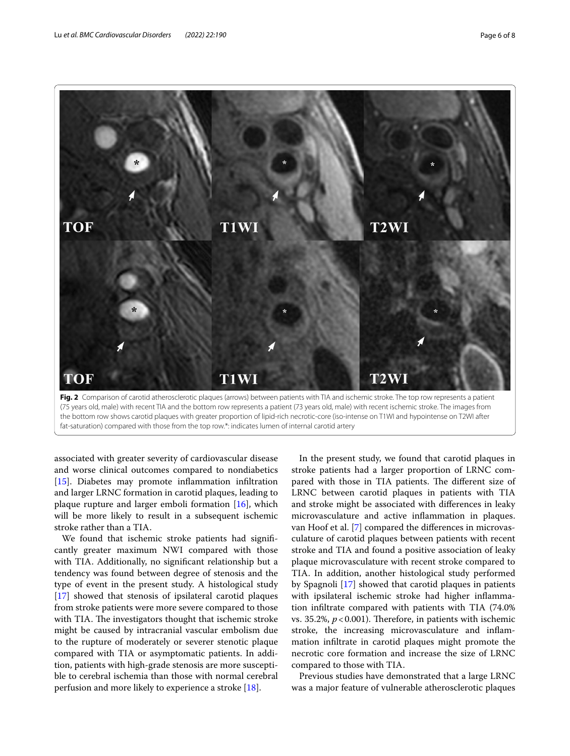Fig. 2 Comparison of carotid atherosclerotic plaques (arrows) between patients with TIA and ischemic stroke. The top row represents a patient (75 years old, male) with recent TIA and the bottom row represents a patient (73 years old, male) with recent ischemic stroke. The images from the bottom row shows carotid plaques with greater proportion of lipid-rich necrotic-core (iso-intense on T1WI and hypointense on T2WI after fat-saturation) compared with those from the top row.*: indicates lumen of internal carotid artery

associated with greater severity of cardiovascular disease and worse clinical outcomes compared to nondiabetics [15]. Diabetes may promote inflammation infiltration and larger LRNC formation in carotid plaques, leading to plaque rupture and larger emboli formation [16], which will be more likely to result in a subsequent ischemic stroke rather than a TIA.

We found that ischemic stroke patients had significantly greater maximum NWI compared with those with TIA. Additionally, no significant relationship but a tendency was found between degree of stenosis and the type of event in the present study. A histological study [17] showed that stenosis of ipsilateral carotid plaques from stroke patients were more severe compared to those with TIA. The investigators thought that ischemic stroke might be caused by intracranial vascular embolism due to the rupture of moderately or severer stenotic plaque compared with TIA or asymptomatic patients. In addition, patients with high-grade stenosis are more susceptible to cerebral ischemia than those with normal cerebral perfusion and more likely to experience a stroke [18].

In the present study, we found that carotid plaques in stroke patients had a larger proportion of LRNC compared with those in TIA patients. The different size of LRNC between carotid plaques in patients with TIA and stroke might be associated with differences in leaky microvasculature and active inflammation in plaques. van Hoof et al. [7] compared the differences in microvasculature of carotid plaques between patients with recent stroke and TIA and found a positive association of leaky plaque microvasculature with recent stroke compared to TIA. In addition, another histological study performed by Spagnoli [17] showed that carotid plaques in patients with ipsilateral ischemic stroke had higher inflammation infiltrate compared with patients with TIA (74.0% vs. 35.2%, $p < 0.001$). Therefore, in patients with ischemic stroke, the increasing microvasculature and inflammation infiltrate in carotid plaques might promote the necrotic core formation and increase the size of LRNC compared to those with TIA.

Previous studies have demonstrated that a large LRNC was a major feature of vulnerable atherosclerotic plaques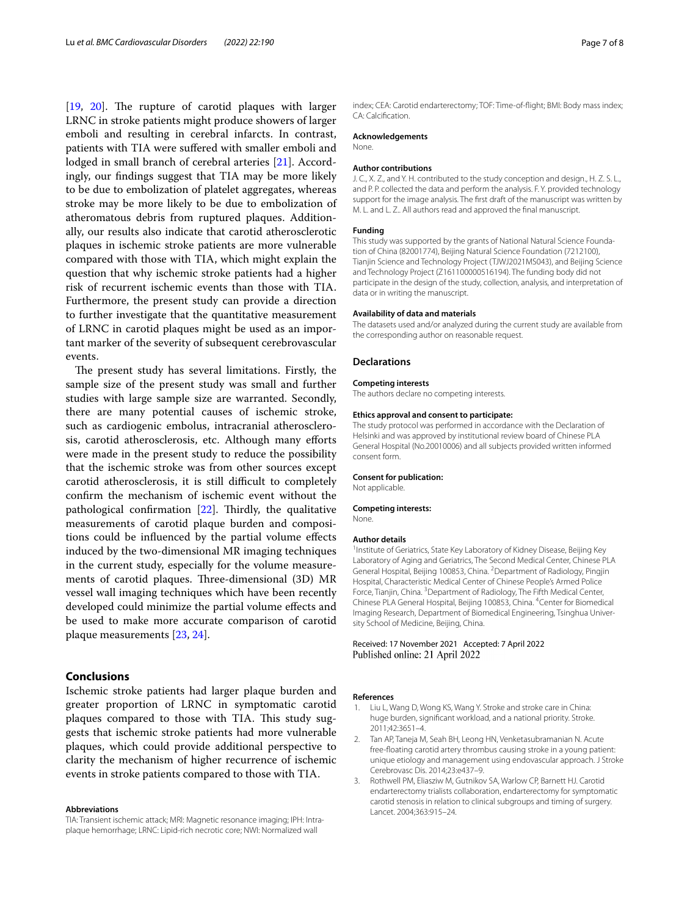[19, 20]. The rupture of carotid plaques with larger LRNC in stroke patients might produce showers of larger emboli and resulting in cerebral infarcts. In contrast, patients with TIA were suffered with smaller emboli and lodged in small branch of cerebral arteries [21]. Accordingly, our findings suggest that TIA may be more likely to be due to embolization of platelet aggregates, whereas stroke may be more likely to be due to embolization of atheromatous debris from ruptured plaques. Additionally, our results also indicate that carotid atherosclerotic plaques in ischemic stroke patients are more vulnerable compared with those with TIA, which might explain the question that why ischemic stroke patients had a higher risk of recurrent ischemic events than those with TIA. Furthermore, the present study can provide a direction to further investigate that the quantitative measurement of LRNC in carotid plaques might be used as an important marker of the severity of subsequent cerebrovascular events.

The present study has several limitations. Firstly, the sample size of the present study was small and further studies with large sample size are warranted. Secondly, there are many potential causes of ischemic stroke, such as cardiogenic embolus, intracranial atherosclerosis, carotid atherosclerosis, etc. Although many efforts were made in the present study to reduce the possibility that the ischemic stroke was from other sources except carotid atherosclerosis, it is still difficult to completely confirm the mechanism of ischemic event without the pathological confirmation [22]. Thirdly, the qualitative measurements of carotid plaque burden and compositions could be influenced by the partial volume effects induced by the two-dimensional MR imaging techniques in the current study, especially for the volume measurements of carotid plaques. Three-dimensional (3D) MR vessel wall imaging techniques which have been recently developed could minimize the partial volume effects and be used to make more accurate comparison of carotid plaque measurements [23, 24].

## Conclusions

Ischemic stroke patients had larger plaque burden and greater proportion of LRNC in symptomatic carotid plaques compared to those with TIA. This study suggests that ischemic stroke patients had more vulnerable plaques, which could provide additional perspective to clarity the mechanism of higher recurrence of ischemic events in stroke patients compared to those with TIA.

### Abbreviations

TIA: Transient ischemic attack; MRI: Magnetic resonance imaging; IPH: Intraplaque hemorrhage; LRNC: Lipid-rich necrotic core; NWI: Normalized wall index; CEA: Carotid endarterectomy; TOF: Time-of-flight; BMI: Body mass index; CA: Calcification.

### Acknowledgements

None.

### Author contributions

J. C., X. Z., and Y. H. contributed to the study conception and design., H. Z. S. L., and P. P. collected the data and perform the analysis. F. Y. provided technology support for the image analysis. The first draft of the manuscript was written by M. L. and L. Z.. All authors read and approved the final manuscript.

### Funding

This study was supported by the grants of National Natural Science Foundation of China (82001774), Beijing Natural Science Foundation (7212100), Tianjin Science and Technology Project (TJWJ2021MS043), and Beijing Science and Technology Project (Z161100000516194). The funding body did not participate in the design of the study, collection, analysis, and interpretation of data or in writing the manuscript.

### Availability of data and materials

The datasets used and/or analyzed during the current study are available from the corresponding author on reasonable request.

## Declarations

### Competing interests

The authors declare no competing interests.

### Ethics approval and consent to participate:

The study protocol was performed in accordance with the Declaration of Helsinki and was approved by institutional review board of Chinese PLA General Hospital (No.20010006) and all subjects provided written informed consent form.

### Consent for publication:

Not applicable.

### Competing interests:

None.

### Author details

[1]Institute of Geriatrics, State Key Laboratory of Kidney Disease, Beijing Key Laboratory of Aging and Geriatrics, The Second Medical Center, Chinese PLA General Hospital, Beijing 100853, China. [2]Department of Radiology, Pingjin Hospital, Characteristic Medical Center of Chinese People's Armed Police Force, Tianjin, China. [3]Department of Radiology, The Fifth Medical Center, Chinese PLA General Hospital, Beijing 100853, China. [4]Center for Biomedical Imaging Research, Department of Biomedical Engineering, Tsinghua University School of Medicine, Beijing, China.

Received: 17 November 2021 Accepted: 7 April 2022
Published online: 21 April 2022

### References

1. Liu L, Wang D, Wong KS, Wang Y. Stroke and stroke care in China: huge burden, significant workload, and a national priority. Stroke. 2011;42:3651–4.
2. Tan AP, Taneja M, Seah BH, Leong HN, Venketasubramanian N. Acute free-floating carotid artery thrombus causing stroke in a young patient: unique etiology and management using endovascular approach. J Stroke Cerebrovasc Dis. 2014;23:e437–9.
3. Rothwell PM, Eliasziw M, Gutnikov SA, Warlow CP, Barnett HJ. Carotid endarterectomy trialists collaboration, endarterectomy for symptomatic carotid stenosis in relation to clinical subgroups and timing of surgery. Lancet. 2004;363:915–24.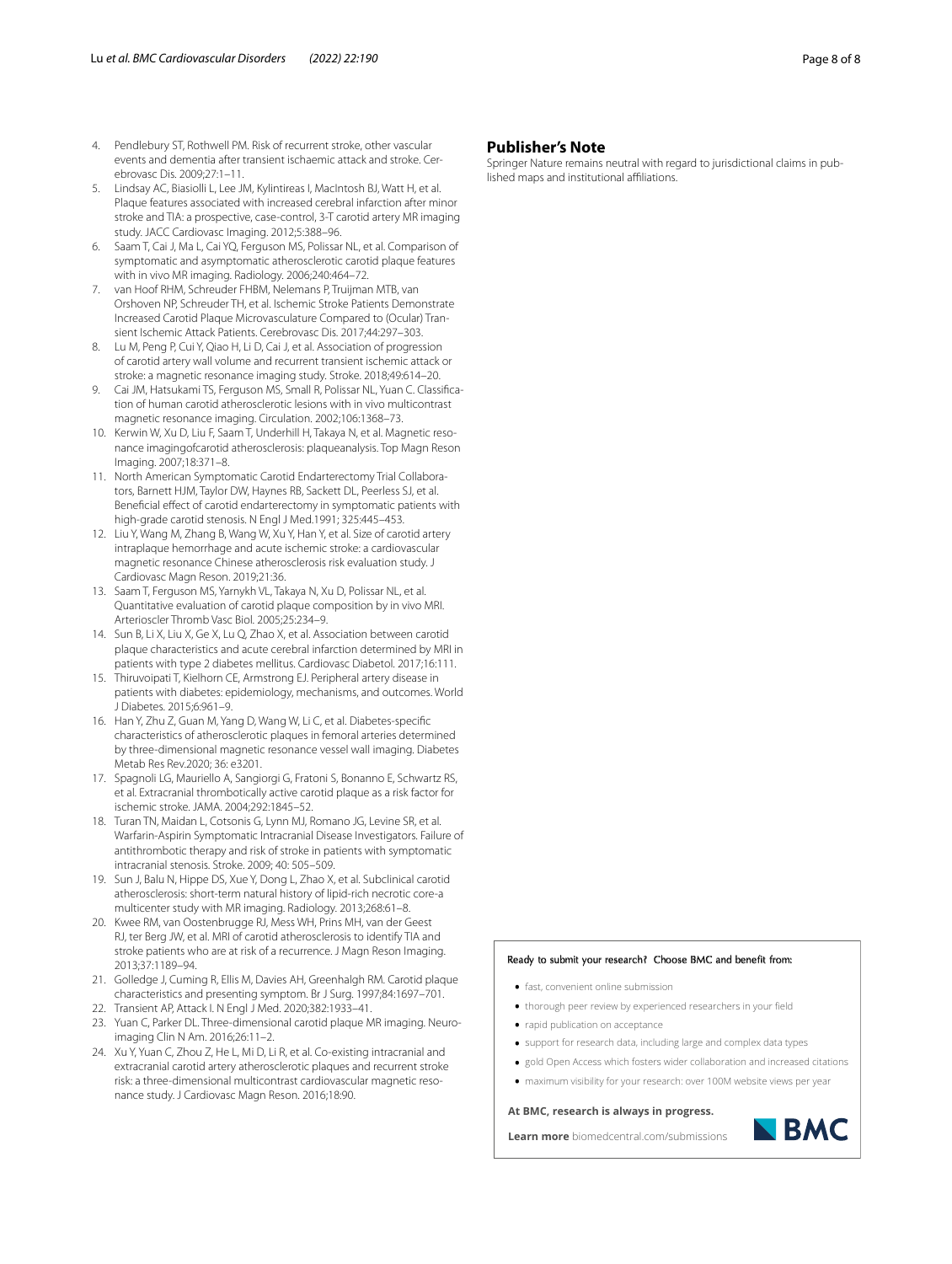4. Pendlebury ST, Rothwell PM. Risk of recurrent stroke, other vascular events and dementia after transient ischaemic attack and stroke. Cerebrovasc Dis. 2009;27:1–11.
5. Lindsay AC, Biasiolli L, Lee JM, Kylintireas I, MacIntosh BJ, Watt H, et al. Plaque features associated with increased cerebral infarction after minor stroke and TIA: a prospective, case-control, 3-T carotid artery MR imaging study. JACC Cardiovasc Imaging. 2012;5:388–96.
6. Saam T, Cai J, Ma L, Cai YQ, Ferguson MS, Polissar NL, et al. Comparison of symptomatic and asymptomatic atherosclerotic carotid plaque features with in vivo MR imaging. Radiology. 2006;240:464–72.
7. van Hoof RHM, Schreuder FHBM, Nelemans P, Truijman MTB, van Orshoven NP, Schreuder TH, et al. Ischemic Stroke Patients Demonstrate Increased Carotid Plaque Microvasculature Compared to (Ocular) Transient Ischemic Attack Patients. Cerebrovasc Dis. 2017;44:297–303.
8. Lu M, Peng P, Cui Y, Qiao H, Li D, Cai J, et al. Association of progression of carotid artery wall volume and recurrent transient ischemic attack or stroke: a magnetic resonance imaging study. Stroke. 2018;49:614–20.
9. Cai JM, Hatsukami TS, Ferguson MS, Small R, Polissar NL, Yuan C. Classification of human carotid atherosclerotic lesions with in vivo multicontrast magnetic resonance imaging. Circulation. 2002;106:1368–73.
10. Kerwin W, Xu D, Liu F, Saam T, Underhill H, Takaya N, et al. Magnetic resonance imagingofcarotid atherosclerosis: plaqueanalysis. Top Magn Reson Imaging. 2007;18:371–8.
11. North American Symptomatic Carotid Endarterectomy Trial Collaborators, Barnett HJM, Taylor DW, Haynes RB, Sackett DL, Peerless SJ, et al. Beneficial effect of carotid endarterectomy in symptomatic patients with high-grade carotid stenosis. N Engl J Med.1991; 325:445–453.
12. Liu Y, Wang M, Zhang B, Wang W, Xu Y, Han Y, et al. Size of carotid artery intraplaque hemorrhage and acute ischemic stroke: a cardiovascular magnetic resonance Chinese atherosclerosis risk evaluation study. J Cardiovasc Magn Reson. 2019;21:36.
13. Saam T, Ferguson MS, Yarnykh VL, Takaya N, Xu D, Polissar NL, et al. Quantitative evaluation of carotid plaque composition by in vivo MRI. Arterioscler Thromb Vasc Biol. 2005;25:234–9.
14. Sun B, Li X, Liu X, Ge X, Lu Q, Zhao X, et al. Association between carotid plaque characteristics and acute cerebral infarction determined by MRI in patients with type 2 diabetes mellitus. Cardiovasc Diabetol. 2017;16:111.
15. Thiruvoipati T, Kielhorn CE, Armstrong EJ. Peripheral artery disease in patients with diabetes: epidemiology, mechanisms, and outcomes. World J Diabetes. 2015;6:961–9.
16. Han Y, Zhu Z, Guan M, Yang D, Wang W, Li C, et al. Diabetes-specific characteristics of atherosclerotic plaques in femoral arteries determined by three-dimensional magnetic resonance vessel wall imaging. Diabetes Metab Res Rev.2020; 36: e3201.
17. Spagnoli LG, Mauriello A, Sangiorgi G, Fratoni S, Bonanno E, Schwartz RS, et al. Extracranial thrombotically active carotid plaque as a risk factor for ischemic stroke. JAMA. 2004;292:1845–52.
18. Turan TN, Maidan L, Cotsonis G, Lynn MJ, Romano JG, Levine SR, et al. Warfarin-Aspirin Symptomatic Intracranial Disease Investigators. Failure of antithrombotic therapy and risk of stroke in patients with symptomatic intracranial stenosis. Stroke. 2009; 40: 505–509.
19. Sun J, Balu N, Hippe DS, Xue Y, Dong L, Zhao X, et al. Subclinical carotid atherosclerosis: short-term natural history of lipid-rich necrotic core-a multicenter study with MR imaging. Radiology. 2013;268:61–8.
20. Kwee RM, van Oostenbrugge RJ, Mess WH, Prins MH, van der Geest RJ, ter Berg JW, et al. MRI of carotid atherosclerosis to identify TIA and stroke patients who are at risk of a recurrence. J Magn Reson Imaging. 2013;37:1189–94.
21. Golledge J, Cuming R, Ellis M, Davies AH, Greenhalgh RM. Carotid plaque characteristics and presenting symptom. Br J Surg. 1997;84:1697–701.
22. Transient AP, Attack I. N Engl J Med. 2020;382:1933–41.
23. Yuan C, Parker DL. Three-dimensional carotid plaque MR imaging. Neuroimaging Clin N Am. 2016;26:11–2.
24. Xu Y, Yuan C, Zhou Z, He L, Mi D, Li R, et al. Co-existing intracranial and extracranial carotid artery atherosclerotic plaques and recurrent stroke risk: a three-dimensional multicontrast cardiovascular magnetic resonance study. J Cardiovasc Magn Reson. 2016;18:90.

## Publisher's Note

Springer Nature remains neutral with regard to jurisdictional claims in published maps and institutional affiliations.

Ready to submit your research? Choose BMC and benefit from:

- fast, convenient online submission
- thorough peer review by experienced researchers in your field
- rapid publication on acceptance
- support for research data, including large and complex data types
- gold Open Access which fosters wider collaboration and increased citations
- maximum visibility for your research: over 100M website views per year

**At BMC, research is always in progress.**

**Learn more** biomedcentral.com/submissions

BMC